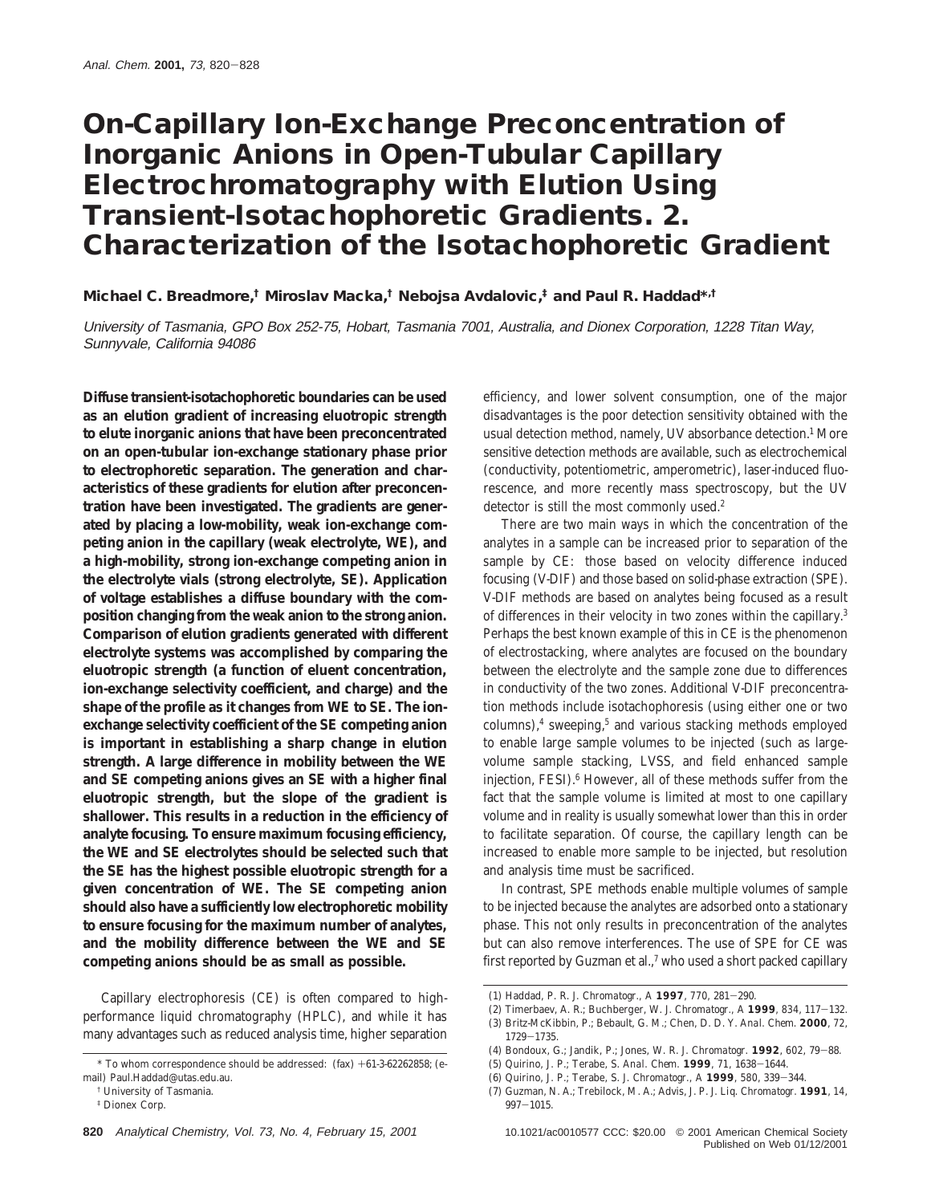# On-Capillary Ion-Exchange Preconcentration of Inorganic Anions in Open-Tubular Capillary Electrochromatography with Elution Using Transient-Isotachophoretic Gradients. 2. Characterization of the Isotachophoretic Gradient

**Michael C. Breadmore,[†] Miroslav Macka,[†] Nebojsa Avdalovic,[‡] and Paul R. Haddad*,[†]**

*University of Tasmania, GPO Box 252-75, Hobart, Tasmania 7001, Australia, and Dionex Corporation, 1228 Titan Way, Sunnyvale, California 94086*

**Diffuse transient-isotachophoretic boundaries can be used as an elution gradient of increasing eluotropic strength to elute inorganic anions that have been preconcentrated on an open-tubular ion-exchange stationary phase prior to electrophoretic separation. The generation and characteristics of these gradients for elution after preconcentration have been investigated. The gradients are generated by placing a low-mobility, weak ion-exchange competing anion in the capillary (weak electrolyte, WE), and a high-mobility, strong ion-exchange competing anion in the electrolyte vials (strong electrolyte, SE). Application of voltage establishes a diffuse boundary with the composition changing from the weak anion to the strong anion. Comparison of elution gradients generated with different electrolyte systems was accomplished by comparing the eluotropic strength (a function of eluent concentration, ion-exchange selectivity coefficient, and charge) and the shape of the profile as it changes from WE to SE. The ion-exchange selectivity coefficient of the SE competing anion is important in establishing a sharp change in elution strength. A large difference in mobility between the WE and SE competing anions gives an SE with a higher final eluotropic strength, but the slope of the gradient is shallower. This results in a reduction in the efficiency of analyte focusing. To ensure maximum focusing efficiency, the WE and SE electrolytes should be selected such that the SE has the highest possible eluotropic strength for a given concentration of WE. The SE competing anion should also have a sufficiently low electrophoretic mobility to ensure focusing for the maximum number of analytes, and the mobility difference between the WE and SE competing anions should be as small as possible.**

Capillary electrophoresis (CE) is often compared to high-performance liquid chromatography (HPLC), and while it has many advantages such as reduced analysis time, higher separation efficiency, and lower solvent consumption, one of the major disadvantages is the poor detection sensitivity obtained with the usual detection method, namely, UV absorbance detection.[1] More sensitive detection methods are available, such as electrochemical (conductivity, potentiometric, amperometric), laser-induced fluorescence, and more recently mass spectroscopy, but the UV detector is still the most commonly used.[2]

There are two main ways in which the concentration of the analytes in a sample can be increased prior to separation of the sample by CE: those based on velocity difference induced focusing (V-DIF) and those based on solid-phase extraction (SPE). V-DIF methods are based on analytes being focused as a result of differences in their velocity in two zones within the capillary.[3] Perhaps the best known example of this in CE is the phenomenon of electrostacking, where analytes are focused on the boundary between the electrolyte and the sample zone due to differences in conductivity of the two zones. Additional V-DIF preconcentration methods include isotachophoresis (using either one or two columns),[4] sweeping,[5] and various stacking methods employed to enable large sample volumes to be injected (such as large-volume sample stacking, LVSS, and field enhanced sample injection, FESI).[6] However, all of these methods suffer from the fact that the sample volume is limited at most to one capillary volume and in reality is usually somewhat lower than this in order to facilitate separation. Of course, the capillary length can be increased to enable more sample to be injected, but resolution and analysis time must be sacrificed.

In contrast, SPE methods enable multiple volumes of sample to be injected because the analytes are adsorbed onto a stationary phase. This not only results in preconcentration of the analytes but can also remove interferences. The use of SPE for CE was first reported by Guzman et al.,[7] who used a short packed capillary

\* To whom correspondence should be addressed: (fax) +61-3-62262858; (e-mail) Paul.Haddad@utas.edu.au.

[†] University of Tasmania.

[‡] Dionex Corp.

(1) Haddad, P. R. *J. Chromatogr., A* **1997**, *770*, 281–290.
(2) Timerbaev, A. R.; Buchberger, W. *J. Chromatogr., A* **1999**, *834*, 117–132.
(3) Britz-McKibbin, P.; Bebault, G. M.; Chen, D. D. Y. *Anal. Chem.* **2000**, *72*, 1729–1735.
(4) Bondoux, G.; Jandik, P.; Jones, W. R. *J. Chromatogr.* **1992**, *602*, 79–88.
(5) Quirino, J. P.; Terabe, S. *Anal. Chem.* **1999**, *71*, 1638–1644.
(6) Quirino, J. P.; Terabe, S. *J. Chromatogr., A* **1999**, *580*, 339–344.
(7) Guzman, N. A.; Trebilcock, M. A.; Advis, J. P. *J. Liq. Chromatogr.* **1991**, *14*, 997–1015.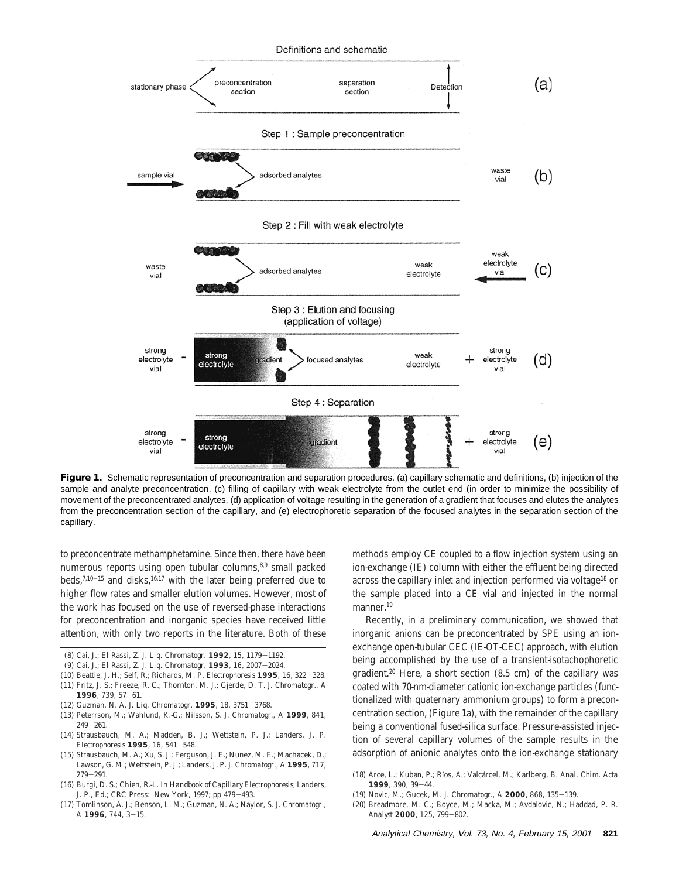**Figure 1.** Schematic representation of preconcentration and separation procedures. (a) capillary schematic and definitions, (b) injection of the sample and analyte preconcentration, (c) filling of capillary with weak electrolyte from the outlet end (in order to minimize the possibility of movement of the preconcentrated analytes, (d) application of voltage resulting in the generation of a gradient that focuses and elutes the analytes from the preconcentration section of the capillary, and (e) electrophoretic separation of the focused analytes in the separation section of the capillary.

to preconcentrate methamphetamine. Since then, there have been numerous reports using open tubular columns,[8,9] small packed beds,[7,10–15] and disks,[16,17] with the later being preferred due to higher flow rates and smaller elution volumes. However, most of the work has focused on the use of reversed-phase interactions for preconcentration and inorganic species have received little attention, with only two reports in the literature. Both of these methods employ CE coupled to a flow injection system using an ion-exchange (IE) column with either the effluent being directed across the capillary inlet and injection performed via voltage[18] or the sample placed into a CE vial and injected in the normal manner.[19]

Recently, in a preliminary communication, we showed that inorganic anions can be preconcentrated by SPE using an ion-exchange open-tubular CEC (IE-OT-CEC) approach, with elution being accomplished by the use of a transient-isotachophoretic gradient.[20] Here, a short section (8.5 cm) of the capillary was coated with 70-nm-diameter cationic ion-exchange particles (functionalized with quaternary ammonium groups) to form a preconcentration section, (Figure 1a), with the remainder of the capillary being a conventional fused-silica surface. Pressure-assisted injection of several capillary volumes of the sample results in the adsorption of anionic analytes onto the ion-exchange stationary

(8) Cai, J.; El Rassi, Z. *J. Liq. Chromatogr.* **1992**, 15, 1179–1192.
(9) Cai, J.; El Rassi, Z. *J. Liq. Chromatogr.* **1993**, 16, 2007–2024.
(10) Beattie, J. H.; Self, R.; Richards, M. P. *Electrophoresis* **1995**, 16, 322–328.
(11) Fritz, J. S.; Freeze, R. C.; Thornton, M. J.; Gjerde, D. T. *J. Chromatogr., A* **1996**, 739, 57–61.
(12) Guzman, N. A. *J. Liq. Chromatogr.* **1995**, 18, 3751–3768.
(13) Peterrson, M.; Wahlund, K.-G.; Nilsson, S. *J. Chromatogr., A* **1999**, 841, 249–261.
(14) Strausbauch, M. A.; Madden, B. J.; Wettstein, P. J.; Landers, J. P. *Electrophoresis* **1995**, 16, 541–548.
(15) Strausbauch, M. A.; Xu, S. J.; Ferguson, J. E.; Nunez, M. E.; Machacek, D.; Lawson, G. M.; Wettstein, P. J.; Landers, J. P. *J. Chromatogr., A* **1995**, 717, 279–291.
(16) Burgi, D. S.; Chien, R.-L. In *Handbook of Capillary Electrophoresis*; Landers, J. P., Ed.; CRC Press: New York, 1997; pp 479–493.
(17) Tomlinson, A. J.; Benson, L. M.; Guzman, N. A.; Naylor, S. *J. Chromatogr., A* **1996**, 744, 3–15.
(18) Arce, L.; Kuban, P.; Ríos, A.; Valcárcel, M.; Karlberg, B. *Anal. Chim. Acta* **1999**, 390, 39–44.
(19) Novic, M.; Gucek, M. *J. Chromatogr., A* **2000**, 868, 135–139.
(20) Breadmore, M. C.; Boyce, M.; Macka, M.; Avdalovic, N.; Haddad, P. R. *Analyst* **2000**, 125, 799–802.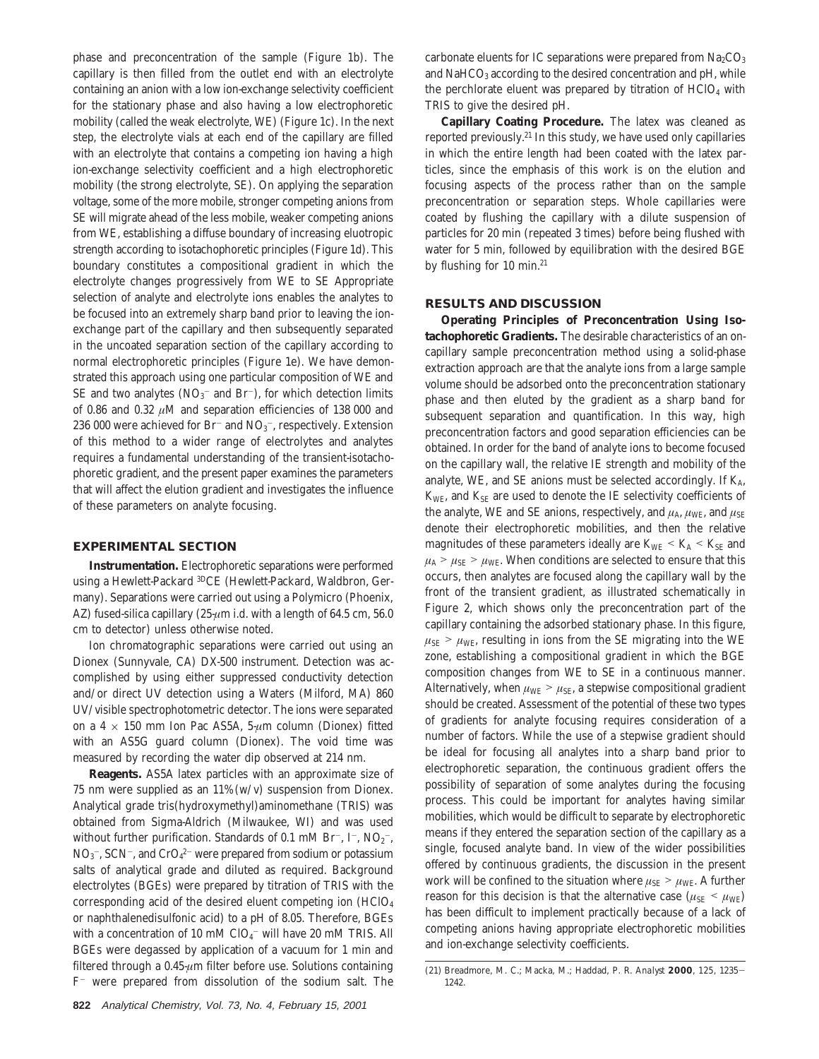phase and preconcentration of the sample (Figure 1b). The capillary is then filled from the outlet end with an electrolyte containing an anion with a low ion-exchange selectivity coefficient for the stationary phase and also having a low electrophoretic mobility (called the weak electrolyte, WE) (Figure 1c). In the next step, the electrolyte vials at each end of the capillary are filled with an electrolyte that contains a competing ion having a high ion-exchange selectivity coefficient and a high electrophoretic mobility (the strong electrolyte, SE). On applying the separation voltage, some of the more mobile, stronger competing anions from SE will migrate ahead of the less mobile, weaker competing anions from WE, establishing a diffuse boundary of increasing eluotropic strength according to isotachophoretic principles (Figure 1d). This boundary constitutes a compositional gradient in which the electrolyte changes progressively from WE to SE Appropriate selection of analyte and electrolyte ions enables the analytes to be focused into an extremely sharp band prior to leaving the ion-exchange part of the capillary and then subsequently separated in the uncoated separation section of the capillary according to normal electrophoretic principles (Figure 1e). We have demonstrated this approach using one particular composition of WE and SE and two analytes ($NO_3^-$ and $Br^-$), for which detection limits of 0.86 and 0.32 $\mu$M and separation efficiencies of 138 000 and 236 000 were achieved for $Br^-$ and $NO_3^-$, respectively. Extension of this method to a wider range of electrolytes and analytes requires a fundamental understanding of the transient-isotachophoretic gradient, and the present paper examines the parameters that will affect the elution gradient and investigates the influence of these parameters on analyte focusing.

## EXPERIMENTAL SECTION

**Instrumentation.** Electrophoretic separations were performed using a Hewlett-Packard $^{3D}$CE (Hewlett-Packard, Waldbron, Germany). Separations were carried out using a Polymicro (Phoenix, AZ) fused-silica capillary (25-$\mu$m i.d. with a length of 64.5 cm, 56.0 cm to detector) unless otherwise noted.

Ion chromatographic separations were carried out using an Dionex (Sunnyvale, CA) DX-500 instrument. Detection was accomplished by using either suppressed conductivity detection and/or direct UV detection using a Waters (Milford, MA) 860 UV/visible spectrophotometric detector. The ions were separated on a 4 × 150 mm Ion Pac AS5A, 5-$\mu$m column (Dionex) fitted with an AS5G guard column (Dionex). The void time was measured by recording the water dip observed at 214 nm.

**Reagents.** AS5A latex particles with an approximate size of 75 nm were supplied as an 11% (w/v) suspension from Dionex. Analytical grade tris(hydroxymethyl)aminomethane (TRIS) was obtained from Sigma-Aldrich (Milwaukee, WI) and was used without further purification. Standards of 0.1 mM $Br^-$, $I^-$, $NO_2^-$, $NO_3^-$, $SCN^-$, and $CrO_4^{2-}$ were prepared from sodium or potassium salts of analytical grade and diluted as required. Background electrolytes (BGEs) were prepared by titration of TRIS with the corresponding acid of the desired eluent competing ion ($HClO_4$ or naphthalenedisulfonic acid) to a pH of 8.05. Therefore, BGEs with a concentration of 10 mM $ClO_4^-$ will have 20 mM TRIS. All BGEs were degassed by application of a vacuum for 1 min and filtered through a 0.45-$\mu$m filter before use. Solutions containing $F^-$ were prepared from dissolution of the sodium salt. The carbonate eluents for IC separations were prepared from $Na_2CO_3$ and $NaHCO_3$ according to the desired concentration and pH, while the perchlorate eluent was prepared by titration of $HClO_4$ with TRIS to give the desired pH.

**Capillary Coating Procedure.** The latex was cleaned as reported previously.[21] In this study, we have used only capillaries in which the entire length had been coated with the latex particles, since the emphasis of this work is on the elution and focusing aspects of the process rather than on the sample preconcentration or separation steps. Whole capillaries were coated by flushing the capillary with a dilute suspension of particles for 20 min (repeated 3 times) before being flushed with water for 5 min, followed by equilibration with the desired BGE by flushing for 10 min.[21]

## RESULTS AND DISCUSSION

**Operating Principles of Preconcentration Using Isotachophoretic Gradients.** The desirable characteristics of an on-capillary sample preconcentration method using a solid-phase extraction approach are that the analyte ions from a large sample volume should be adsorbed onto the preconcentration stationary phase and then eluted by the gradient as a sharp band for subsequent separation and quantification. In this way, high preconcentration factors and good separation efficiencies can be obtained. In order for the band of analyte ions to become focused on the capillary wall, the relative IE strength and mobility of the analyte, WE, and SE anions must be selected accordingly. If $K_A$, $K_{WE}$, and $K_{SE}$ are used to denote the IE selectivity coefficients of the analyte, WE and SE anions, respectively, and $\mu_A$, $\mu_{WE}$, and $\mu_{SE}$ denote their electrophoretic mobilities, and then the relative magnitudes of these parameters ideally are $K_{WE} < K_A < K_{SE}$ and $\mu_A > \mu_{SE} > \mu_{WE}$. When conditions are selected to ensure that this occurs, then analytes are focused along the capillary wall by the front of the transient gradient, as illustrated schematically in Figure 2, which shows only the preconcentration part of the capillary containing the adsorbed stationary phase. In this figure, $\mu_{SE} > \mu_{WE}$, resulting in ions from the SE migrating into the WE zone, establishing a compositional gradient in which the BGE composition changes from WE to SE in a continuous manner. Alternatively, when $\mu_{WE} > \mu_{SE}$, a stepwise compositional gradient should be created. Assessment of the potential of these two types of gradients for analyte focusing requires consideration of a number of factors. While the use of a stepwise gradient should be ideal for focusing all analytes into a sharp band prior to electrophoretic separation, the continuous gradient offers the possibility of separation of some analytes during the focusing process. This could be important for analytes having similar mobilities, which would be difficult to separate by electrophoretic means if they entered the separation section of the capillary as a single, focused analyte band. In view of the wider possibilities offered by continuous gradients, the discussion in the present work will be confined to the situation where $\mu_{SE} > \mu_{WE}$. A further reason for this decision is that the alternative case ($\mu_{SE} < \mu_{WE}$) has been difficult to implement practically because of a lack of competing anions having appropriate electrophoretic mobilities and ion-exchange selectivity coefficients.

(21) Breadmore, M. C.; Macka, M.; Haddad, P. R. *Analyst* **2000**, 125, 1235–1242.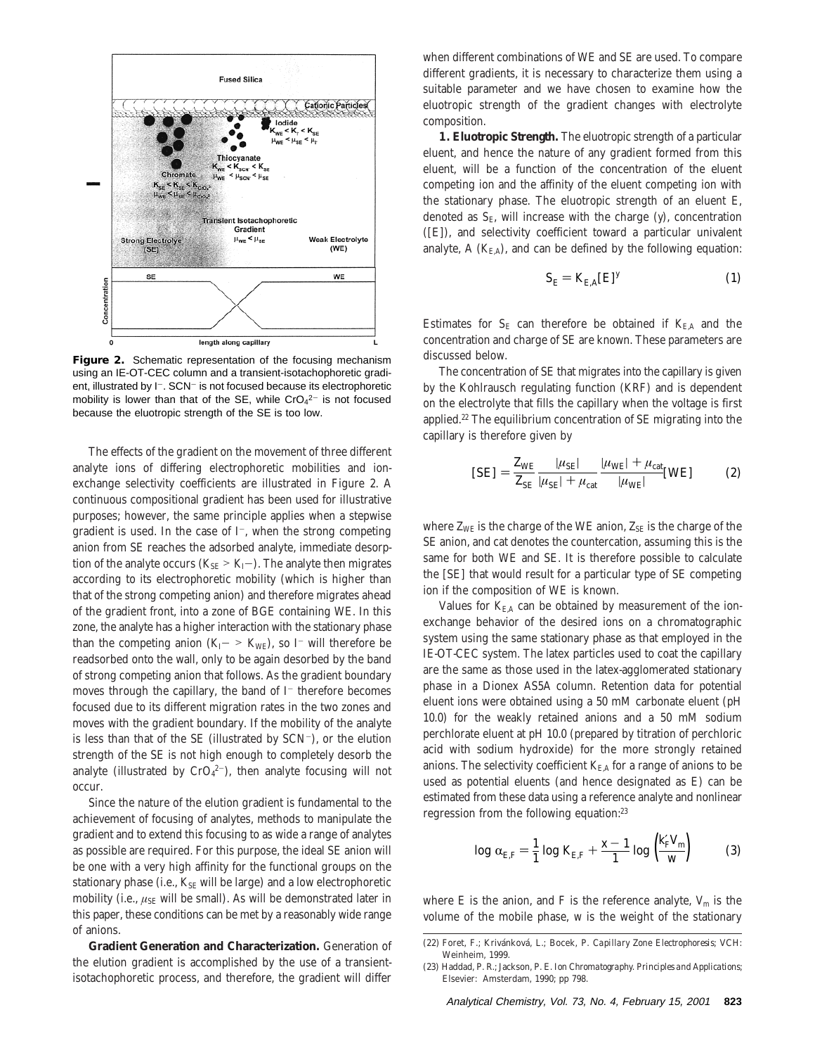**Figure 2.** Schematic representation of the focusing mechanism using an IE-OT-CEC column and a transient-isotachophoretic gradient, illustrated by $I^-$. $SCN^-$ is not focused because its electrophoretic mobility is lower than that of the SE, while $CrO_4^{2-}$ is not focused because the eluotropic strength of the SE is too low.

The effects of the gradient on the movement of three different analyte ions of differing electrophoretic mobilities and ion-exchange selectivity coefficients are illustrated in Figure 2. A continuous compositional gradient has been used for illustrative purposes; however, the same principle applies when a stepwise gradient is used. In the case of $I^-$, when the strong competing anion from SE reaches the adsorbed analyte, immediate desorption of the analyte occurs ($K_{SE} > K_{I^-}$). The analyte then migrates according to its electrophoretic mobility (which is higher than that of the strong competing anion) and therefore migrates ahead of the gradient front, into a zone of BGE containing WE. In this zone, the analyte has a higher interaction with the stationary phase than the competing anion ($K_{I^-} > K_{WE}$), so $I^-$ will therefore be readsorbed onto the wall, only to be again desorbed by the band of strong competing anion that follows. As the gradient boundary moves through the capillary, the band of $I^-$ therefore becomes focused due to its different migration rates in the two zones and moves with the gradient boundary. If the mobility of the analyte is less than that of the SE (illustrated by $SCN^-$), or the elution strength of the SE is not high enough to completely desorb the analyte (illustrated by $CrO_4^{2-}$), then analyte focusing will not occur.

Since the nature of the elution gradient is fundamental to the achievement of focusing of analytes, methods to manipulate the gradient and to extend this focusing to as wide a range of analytes as possible are required. For this purpose, the ideal SE anion will be one with a very high affinity for the functional groups on the stationary phase (i.e., $K_{SE}$ will be large) and a low electrophoretic mobility (i.e., $\mu_{SE}$ will be small). As will be demonstrated later in this paper, these conditions can be met by a reasonably wide range of anions.

**Gradient Generation and Characterization.** Generation of the elution gradient is accomplished by the use of a transient-isotachophoretic process, and therefore, the gradient will differ when different combinations of WE and SE are used. To compare different gradients, it is necessary to characterize them using a suitable parameter and we have chosen to examine how the eluotropic strength of the gradient changes with electrolyte composition.

**1. Eluotropic Strength.** The eluotropic strength of a particular eluent, and hence the nature of any gradient formed from this eluent, will be a function of the concentration of the eluent competing ion and the affinity of the eluent competing ion with the stationary phase. The eluotropic strength of an eluent E, denoted as $S_E$, will increase with the charge ($y$), concentration ([E]), and selectivity coefficient toward a particular univalent analyte, A ($K_{E,A}$), and can be defined by the following equation:

$$S_E = K_{E,A}[E]^y \qquad (1)$$

Estimates for $S_E$ can therefore be obtained if $K_{E,A}$ and the concentration and charge of SE are known. These parameters are discussed below.

The concentration of SE that migrates into the capillary is given by the Kohlrausch regulating function (KRF) and is dependent on the electrolyte that fills the capillary when the voltage is first applied.[22] The equilibrium concentration of SE migrating into the capillary is therefore given by

$$[SE] = \frac{Z_{WE}}{Z_{SE}} \frac{|\mu_{SE}|}{|\mu_{SE}| + \mu_{cat}} \frac{|\mu_{WE}| + \mu_{cat}}{|\mu_{WE}|}[WE] \qquad (2)$$

where $Z_{WE}$ is the charge of the WE anion, $Z_{SE}$ is the charge of the SE anion, and cat denotes the countercation, assuming this is the same for both WE and SE. It is therefore possible to calculate the [SE] that would result for a particular type of SE competing ion if the composition of WE is known.

Values for $K_{E,A}$ can be obtained by measurement of the ion-exchange behavior of the desired ions on a chromatographic system using the same stationary phase as that employed in the IE-OT-CEC system. The latex particles used to coat the capillary are the same as those used in the latex-agglomerated stationary phase in a Dionex AS5A column. Retention data for potential eluent ions were obtained using a 50 mM carbonate eluent (pH 10.0) for the weakly retained anions and a 50 mM sodium perchlorate eluent at pH 10.0 (prepared by titration of perchloric acid with sodium hydroxide) for the more strongly retained anions. The selectivity coefficient $K_{E,A}$ for a range of anions to be used as potential eluents (and hence designated as E) can be estimated from these data using a reference analyte and nonlinear regression from the following equation:[23]

$$\log \alpha_{E,F} = \frac{1}{1} \log K_{E,F} + \frac{x-1}{1} \log \left(\frac{k'_F V_m}{w}\right) \qquad (3)$$

where E is the anion, and F is the reference analyte, $V_m$ is the volume of the mobile phase, $w$ is the weight of the stationary

(22) Foret, F.; Křivánková, L.; Bocek, P. *Capillary Zone Electrophoresis*; VCH: Weinheim, 1999.

(23) Haddad, P. R.; Jackson, P. E. *Ion Chromatography. Principles and Applications*; Elsevier: Amsterdam, 1990; pp 798.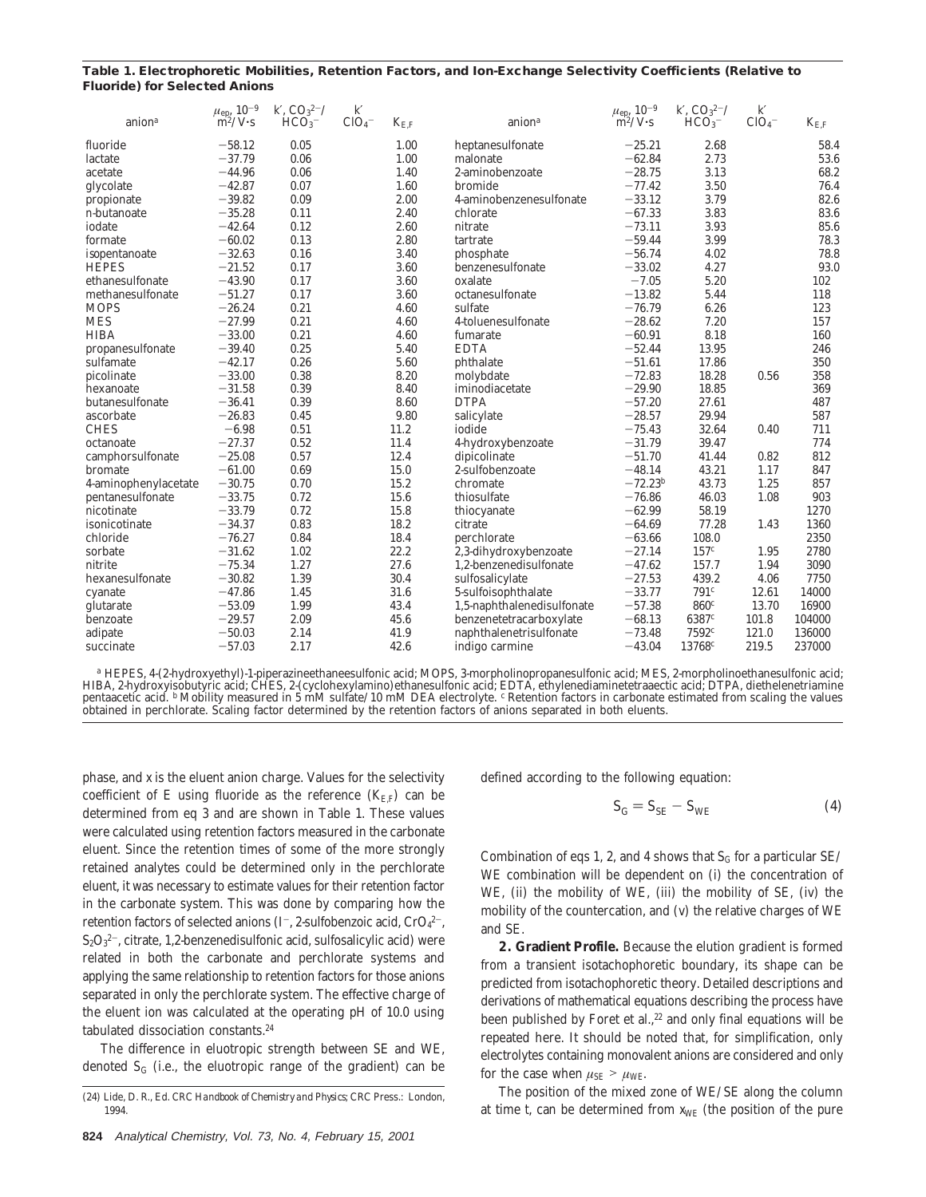**Table 1. Electrophoretic Mobilities, Retention Factors, and Ion-Exchange Selectivity Coefficients (Relative to Fluoride) for Selected Anions**

| anion[a] | $\mu_{ep}$, $10^{-9}$ $m^2/V\cdot s$ | $k'$, $CO_3^{2-}/HCO_3^-$ | $k'$ $ClO_4^-$ | $K_{E,F}$ | anion[a] | $\mu_{ep}$, $10^{-9}$ $m^2/V\cdot s$ | $k'$, $CO_3^{2-}/HCO_3^-$ | $k'$ $ClO_4^-$ | $K_{E,F}$ |
|---|---|---|---|---|---|---|---|---|---|
| fluoride | −58.12 | 0.05 | | 1.00 | heptanesulfonate | −25.21 | 2.68 | | 58.4 |
| lactate | −37.79 | 0.06 | | 1.00 | malonate | −62.84 | 2.73 | | 53.6 |
| acetate | −44.96 | 0.06 | | 1.40 | 2-aminobenzoate | −28.75 | 3.13 | | 68.2 |
| glycolate | −42.87 | 0.07 | | 1.60 | bromide | −77.42 | 3.50 | | 76.4 |
| propionate | −39.82 | 0.09 | | 2.00 | 4-aminobenzenesulfonate | −33.12 | 3.79 | | 82.6 |
| n-butanoate | −35.28 | 0.11 | | 2.40 | chlorate | −67.33 | 3.83 | | 83.6 |
| iodate | −42.64 | 0.12 | | 2.60 | nitrate | −73.11 | 3.93 | | 85.6 |
| formate | −60.02 | 0.13 | | 2.80 | tartrate | −59.44 | 3.99 | | 78.3 |
| isopentanoate | −32.63 | 0.16 | | 3.40 | phosphate | −56.74 | 4.02 | | 78.8 |
| HEPES | −21.52 | 0.17 | | 3.60 | benzenesulfonate | −33.02 | 4.27 | | 93.0 |
| ethanesulfonate | −43.90 | 0.17 | | 3.60 | oxalate | −7.05 | 5.20 | | 102 |
| methanesulfonate | −51.27 | 0.17 | | 3.60 | octanesulfonate | −13.82 | 5.44 | | 118 |
| MOPS | −26.24 | 0.21 | | 4.60 | sulfate | −76.79 | 6.26 | | 123 |
| MES | −27.99 | 0.21 | | 4.60 | 4-toluenesulfonate | −28.62 | 7.20 | | 157 |
| HIBA | −33.00 | 0.21 | | 4.60 | fumarate | −60.91 | 8.18 | | 160 |
| propanesulfonate | −39.40 | 0.25 | | 5.40 | EDTA | −52.44 | 13.95 | | 246 |
| sulfamate | −42.17 | 0.26 | | 5.60 | phthalate | −51.61 | 17.86 | | 350 |
| picolinate | −33.00 | 0.38 | | 8.20 | molybdate | −72.83 | 18.28 | 0.56 | 358 |
| hexanoate | −31.58 | 0.39 | | 8.40 | iminodiacetate | −29.90 | 18.85 | | 369 |
| butanesulfonate | −36.41 | 0.39 | | 8.60 | DTPA | −57.20 | 27.61 | | 487 |
| ascorbate | −26.83 | 0.45 | | 9.80 | salicylate | −28.57 | 29.94 | | 587 |
| CHES | −6.98 | 0.51 | | 11.2 | iodide | −75.43 | 32.64 | 0.40 | 711 |
| octanoate | −27.37 | 0.52 | | 11.4 | 4-hydroxybenzoate | −31.79 | 39.47 | | 774 |
| camphorsulfonate | −25.08 | 0.57 | | 12.4 | dipicolinate | −51.70 | 41.44 | 0.82 | 812 |
| bromate | −61.00 | 0.69 | | 15.0 | 2-sulfobenzoate | −48.14 | 43.21 | 1.17 | 847 |
| 4-aminophenylacetate | −30.75 | 0.70 | | 15.2 | chromate | −72.23[b] | 43.73 | 1.25 | 857 |
| pentanesulfonate | −33.75 | 0.72 | | 15.6 | thiosulfate | −76.86 | 46.03 | 1.08 | 903 |
| nicotinate | −33.79 | 0.72 | | 15.8 | thiocyanate | −62.99 | 58.19 | | 1270 |
| isonicotinate | −34.37 | 0.83 | | 18.2 | citrate | −64.69 | 77.28 | 1.43 | 1360 |
| chloride | −76.27 | 0.84 | | 18.4 | perchlorate | −63.66 | 108.0 | | 2350 |
| sorbate | −31.62 | 1.02 | | 22.2 | 2,3-dihydroxybenzoate | −27.14 | 157[c] | 1.95 | 2780 |
| nitrite | −75.34 | 1.27 | | 27.6 | 1,2-benzenedisulfonate | −47.62 | 157.7 | 1.94 | 3090 |
| hexanesulfonate | −30.82 | 1.39 | | 30.4 | sulfosalicylate | −27.53 | 439.2 | 4.06 | 7750 |
| cyanate | −47.86 | 1.45 | | 31.6 | 5-sulfoisophthalate | −33.77 | 791[c] | 12.61 | 14000 |
| glutarate | −53.09 | 1.99 | | 43.4 | 1,5-naphthalenedisulfonate | −57.38 | 860[c] | 13.70 | 16900 |
| benzoate | −29.57 | 2.09 | | 45.6 | benzenetetracarboxylate | −68.13 | 6387[c] | 101.8 | 104000 |
| adipate | −50.03 | 2.14 | | 41.9 | naphthalenetrisulfonate | −73.48 | 7592[c] | 121.0 | 136000 |
| succinate | −57.03 | 2.17 | | 42.6 | indigo carmine | −43.04 | 13768[c] | 219.5 | 237000 |

[a] HEPES, 4-(2-hydroxyethyl)-1-piperazineethaneesulfonic acid; MOPS, 3-morpholinopropanesulfonic acid; MES, 2-morpholinoethanesulfonic acid; HIBA, 2-hydroxyisobutyric acid; CHES, 2-(cyclohexylamino)ethanesulfonic acid; EDTA, ethylenediaminetetraacetic acid; DTPA, diethelenetriamine pentaacetic acid. [b] Mobility measured in 5 mM sulfate/10 mM DEA electrolyte. [c] Retention factors in carbonate estimated from scaling the values obtained in perchlorate. Scaling factor determined by the retention factors of anions separated in both eluents.

phase, and $x$ is the eluent anion charge. Values for the selectivity coefficient of E using fluoride as the reference ($K_{E,F}$) can be determined from eq 3 and are shown in Table 1. These values were calculated using retention factors measured in the carbonate eluent. Since the retention times of some of the more strongly retained analytes could be determined only in the perchlorate eluent, it was necessary to estimate values for their retention factor in the carbonate system. This was done by comparing how the retention factors of selected anions ($I^-$, 2-sulfobenzoic acid, $CrO_4^{2-}$, $S_2O_3^{2-}$, citrate, 1,2-benzenedisulfonic acid, sulfosalicylic acid) were related in both the carbonate and perchlorate systems and applying the same relationship to retention factors for those anions separated in only the perchlorate system. The effective charge of the eluent ion was calculated at the operating pH of 10.0 using tabulated dissociation constants.[24]

The difference in eluotropic strength between SE and WE, denoted $S_G$ (i.e., the eluotropic range of the gradient) can be defined according to the following equation:

$$S_G = S_{SE} - S_{WE} \tag{4}$$

Combination of eqs 1, 2, and 4 shows that $S_G$ for a particular SE/WE combination will be dependent on (i) the concentration of WE, (ii) the mobility of WE, (iii) the mobility of SE, (iv) the mobility of the countercation, and (v) the relative charges of WE and SE.

**2. Gradient Profile.** Because the elution gradient is formed from a transient isotachophoretic boundary, its shape can be predicted from isotachophoretic theory. Detailed descriptions and derivations of mathematical equations describing the process have been published by Foret et al.,[22] and only final equations will be repeated here. It should be noted that, for simplification, only electrolytes containing monovalent anions are considered and only for the case when $\mu_{SE} > \mu_{WE}$.

The position of the mixed zone of WE/SE along the column at time $t$, can be determined from $x_{WE}$ (the position of the pure

(24) Lide, D. R., Ed. *CRC Handbook of Chemistry and Physics*; CRC Press.: London, 1994.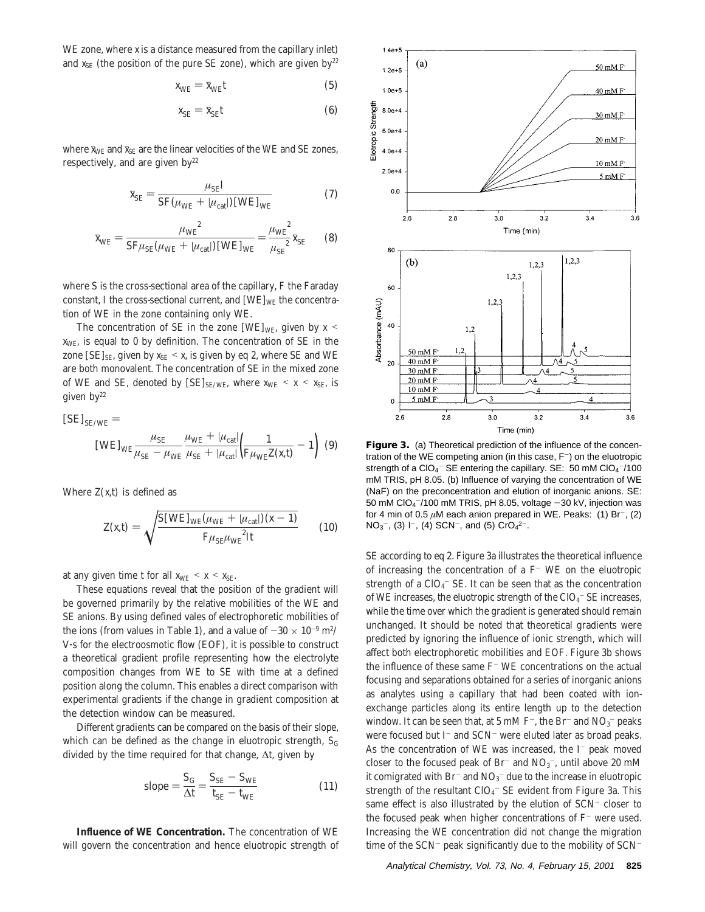WE zone, where $x$ is a distance measured from the capillary inlet) and $x_{SE}$ (the position of the pure SE zone), which are given by[22]

$$x_{WE} = \bar{x}_{WE} t \tag{5}$$

$$x_{SE} = \bar{x}_{SE} t \tag{6}$$

where $\bar{x}_{WE}$ and $\bar{x}_{SE}$ are the linear velocities of the WE and SE zones, respectively, and are given by[22]

$$\bar{x}_{SE} = \frac{\mu_{SE} I}{SF(\mu_{WE} + |\mu_{cat}|)[WE]_{WE}} \tag{7}$$

$$\bar{x}_{WE} = \frac{{\mu_{WE}}^2}{SF\mu_{SE}(\mu_{WE} + |\mu_{cat}|)[WE]_{WE}} = \frac{{\mu_{WE}}^2}{{\mu_{SE}}^2}\bar{x}_{SE} \tag{8}$$

where $S$ is the cross-sectional area of the capillary, $F$ the Faraday constant, $I$ the cross-sectional current, and $[WE]_{WE}$ the concentration of WE in the zone containing only WE.

The concentration of SE in the zone $[WE]_{WE}$, given by $x < x_{WE}$, is equal to 0 by definition. The concentration of SE in the zone $[SE]_{SE}$, given by $x_{SE} < x$, is given by eq 2, where SE and WE are both monovalent. The concentration of SE in the mixed zone of WE and SE, denoted by $[SE]_{SE/WE}$, where $x_{WE} < x < x_{SE}$, is given by[22]

$$[SE]_{SE/WE} = [WE]_{WE} \frac{\mu_{SE}}{\mu_{SE} - \mu_{WE}} \frac{\mu_{WE} + |\mu_{cat}|}{\mu_{SE} + |\mu_{cat}|} \left( \frac{1}{F\mu_{WE} Z(x,t)} - 1 \right) \tag{9}$$

Where $Z(x,t)$ is defined as

$$Z(x,t) = \sqrt{\frac{S[WE]_{WE}(\mu_{WE} + |\mu_{cat}|)(x - 1)}{F\mu_{SE}{\mu_{WE}}^2 It}} \tag{10}$$

at any given time $t$ for all $x_{WE} < x < x_{SE}$.

These equations reveal that the position of the gradient will be governed primarily by the relative mobilities of the WE and SE anions. By using defined vales of electrophoretic mobilities of the ions (from values in Table 1), and a value of $-30 \times 10^{-9}$ m$^2$/V·s for the electroosmotic flow (EOF), it is possible to construct a theoretical gradient profile representing how the electrolyte composition changes from WE to SE with time at a defined position along the column. This enables a direct comparison with experimental gradients if the change in gradient composition at the detection window can be measured.

Different gradients can be compared on the basis of their slope, which can be defined as the change in eluotropic strength, $S_G$ divided by the time required for that change, $\Delta t$, given by

$$\text{slope} = \frac{S_G}{\Delta t} = \frac{S_{SE} - S_{WE}}{t_{SE} - t_{WE}} \tag{11}$$

**Influence of WE Concentration.** The concentration of WE will govern the concentration and hence eluotropic strength of SE according to eq 2. Figure 3a illustrates the theoretical influence of increasing the concentration of a $F^-$ WE on the eluotropic strength of a $ClO_4^-$ SE. It can be seen that as the concentration of WE increases, the eluotropic strength of the $ClO_4^-$ SE increases, while the time over which the gradient is generated should remain unchanged. It should be noted that theoretical gradients were predicted by ignoring the influence of ionic strength, which will affect both electrophoretic mobilities and EOF. Figure 3b shows the influence of these same $F^-$ WE concentrations on the actual focusing and separations obtained for a series of inorganic anions as analytes using a capillary that had been coated with ion-exchange particles along its entire length up to the detection window. It can be seen that, at 5 mM $F^-$, the $Br^-$ and $NO_3^-$ peaks were focused but $I^-$ and $SCN^-$ were eluted later as broad peaks. As the concentration of WE was increased, the $I^-$ peak moved closer to the focused peak of $Br^-$ and $NO_3^-$, until above 20 mM it comigrated with $Br^-$ and $NO_3^-$ due to the increase in eluotropic strength of the resultant $ClO_4^-$ SE evident from Figure 3a. This same effect is also illustrated by the elution of $SCN^-$ closer to the focused peak when higher concentrations of $F^-$ were used. Increasing the WE concentration did not change the migration time of the $SCN^-$ peak significantly due to the mobility of $SCN^-$

**Figure 3.** (a) Theoretical prediction of the influence of the concentration of the WE competing anion (in this case, $F^-$) on the eluotropic strength of a $ClO_4^-$ SE entering the capillary. SE: 50 mM $ClO_4^-$/100 mM TRIS, pH 8.05. (b) Influence of varying the concentration of WE (NaF) on the preconcentration and elution of inorganic anions. SE: 50 mM $ClO_4^-$/100 mM TRIS, pH 8.05, voltage $-30$ kV, injection was for 4 min of 0.5 $\mu$M each anion prepared in WE. Peaks: (1) $Br^-$, (2) $NO_3^-$, (3) $I^-$, (4) $SCN^-$, and (5) $CrO_4^{2-}$.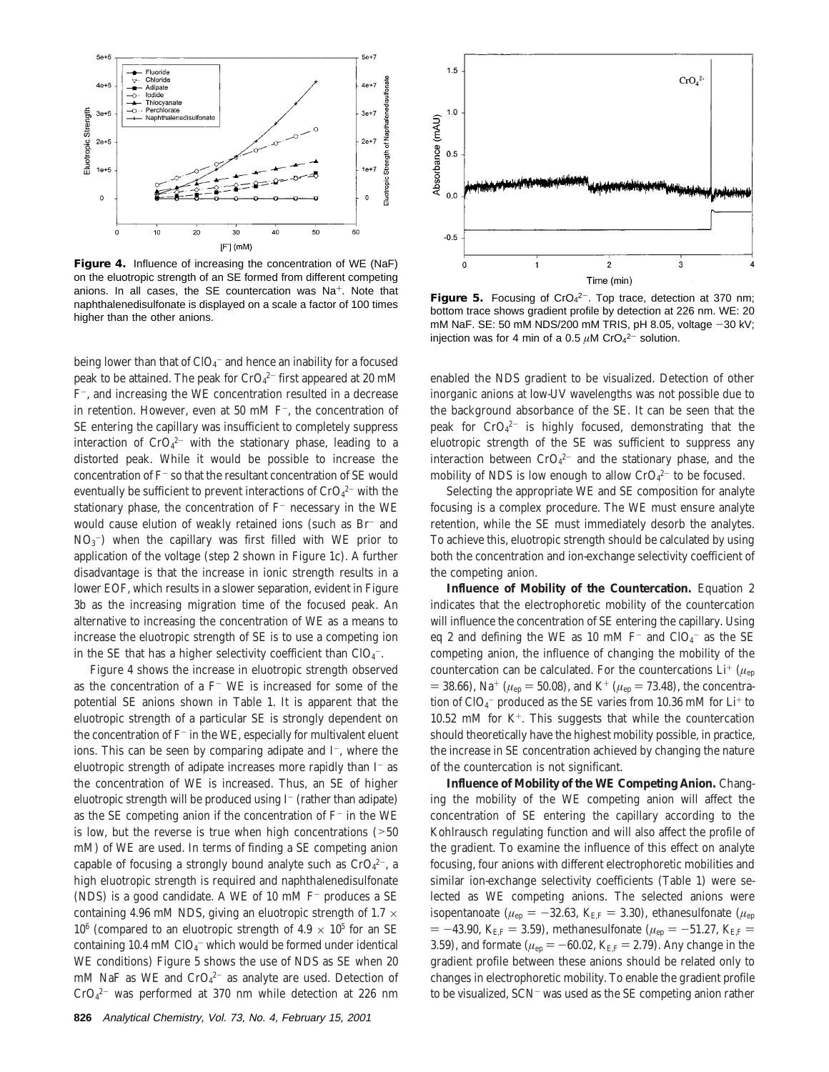**Figure 4.** Influence of increasing the concentration of WE (NaF) on the eluotropic strength of an SE formed from different competing anions. In all cases, the SE countercation was $Na^+$. Note that naphthalenedisulfonate is displayed on a scale a factor of 100 times higher than the other anions.

**Figure 5.** Focusing of $CrO_4^{2-}$. Top trace, detection at 370 nm; bottom trace shows gradient profile by detection at 226 nm. WE: 20 mM NaF. SE: 50 mM NDS/200 mM TRIS, pH 8.05, voltage −30 kV; injection was for 4 min of a 0.5 μM $CrO_4^{2-}$ solution.

being lower than that of $ClO_4^-$ and hence an inability for a focused peak to be attained. The peak for $CrO_4^{2-}$ first appeared at 20 mM $F^-$, and increasing the WE concentration resulted in a decrease in retention. However, even at 50 mM $F^-$, the concentration of SE entering the capillary was insufficient to completely suppress interaction of $CrO_4^{2-}$ with the stationary phase, leading to a distorted peak. While it would be possible to increase the concentration of $F^-$ so that the resultant concentration of SE would eventually be sufficient to prevent interactions of $CrO_4^{2-}$ with the stationary phase, the concentration of $F^-$ necessary in the WE would cause elution of weakly retained ions (such as $Br^-$ and $NO_3^-$) when the capillary was first filled with WE prior to application of the voltage (step 2 shown in Figure 1c). A further disadvantage is that the increase in ionic strength results in a lower EOF, which results in a slower separation, evident in Figure 3b as the increasing migration time of the focused peak. An alternative to increasing the concentration of WE as a means to increase the eluotropic strength of SE is to use a competing ion in the SE that has a higher selectivity coefficient than $ClO_4^-$.

Figure 4 shows the increase in eluotropic strength observed as the concentration of a $F^-$ WE is increased for some of the potential SE anions shown in Table 1. It is apparent that the eluotropic strength of a particular SE is strongly dependent on the concentration of $F^-$ in the WE, especially for multivalent eluent ions. This can be seen by comparing adipate and $I^-$, where the eluotropic strength of adipate increases more rapidly than $I^-$ as the concentration of WE is increased. Thus, an SE of higher eluotropic strength will be produced using $I^-$ (rather than adipate) as the SE competing anion if the concentration of $F^-$ in the WE is low, but the reverse is true when high concentrations (>50 mM) of WE are used. In terms of finding a SE competing anion capable of focusing a strongly bound analyte such as $CrO_4^{2-}$, a high eluotropic strength is required and naphthalenedisulfonate (NDS) is a good candidate. A WE of 10 mM $F^-$ produces a SE containing 4.96 mM NDS, giving an eluotropic strength of $1.7 \times 10^6$ (compared to an eluotropic strength of $4.9 \times 10^5$ for an SE containing 10.4 mM $ClO_4^-$ which would be formed under identical WE conditions) Figure 5 shows the use of NDS as SE when 20 mM NaF as WE and $CrO_4^{2-}$ as analyte are used. Detection of $CrO_4^{2-}$ was performed at 370 nm while detection at 226 nm enabled the NDS gradient to be visualized. Detection of other inorganic anions at low-UV wavelengths was not possible due to the background absorbance of the SE. It can be seen that the peak for $CrO_4^{2-}$ is highly focused, demonstrating that the eluotropic strength of the SE was sufficient to suppress any interaction between $CrO_4^{2-}$ and the stationary phase, and the mobility of NDS is low enough to allow $CrO_4^{2-}$ to be focused.

Selecting the appropriate WE and SE composition for analyte focusing is a complex procedure. The WE must ensure analyte retention, while the SE must immediately desorb the analytes. To achieve this, eluotropic strength should be calculated by using both the concentration and ion-exchange selectivity coefficient of the competing anion.

**Influence of Mobility of the Countercation.** Equation 2 indicates that the electrophoretic mobility of the countercation will influence the concentration of SE entering the capillary. Using eq 2 and defining the WE as 10 mM $F^-$ and $ClO_4^-$ as the SE competing anion, the influence of changing the mobility of the countercation can be calculated. For the countercations $Li^+$ ($\mu_{ep} = 38.66$), $Na^+$ ($\mu_{ep} = 50.08$), and $K^+$ ($\mu_{ep} = 73.48$), the concentration of $ClO_4^-$ produced as the SE varies from 10.36 mM for $Li^+$ to 10.52 mM for $K^+$. This suggests that while the countercation should theoretically have the highest mobility possible, in practice, the increase in SE concentration achieved by changing the nature of the countercation is not significant.

**Influence of Mobility of the WE Competing Anion.** Changing the mobility of the WE competing anion will affect the concentration of SE entering the capillary according to the Kohlrausch regulating function and will also affect the profile of the gradient. To examine the influence of this effect on analyte focusing, four anions with different electrophoretic mobilities and similar ion-exchange selectivity coefficients (Table 1) were selected as WE competing anions. The selected anions were isopentanoate ($\mu_{ep} = -32.63$, $K_{E,F} = 3.30$), ethanesulfonate ($\mu_{ep} = -43.90$, $K_{E,F} = 3.59$), methanesulfonate ($\mu_{ep} = -51.27$, $K_{E,F} = 3.59$), and formate ($\mu_{ep} = -60.02$, $K_{E,F} = 2.79$). Any change in the gradient profile between these anions should be related only to changes in electrophoretic mobility. To enable the gradient profile to be visualized, $SCN^-$ was used as the SE competing anion rather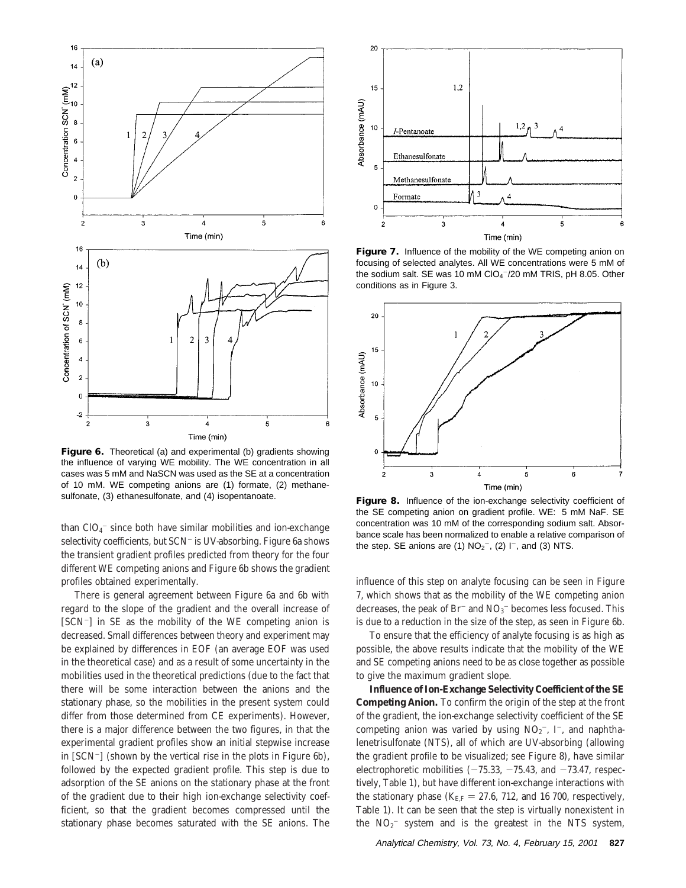**Figure 6.** Theoretical (a) and experimental (b) gradients showing the influence of varying WE mobility. The WE concentration in all cases was 5 mM and NaSCN was used as the SE at a concentration of 10 mM. WE competing anions are (1) formate, (2) methanesulfonate, (3) ethanesulfonate, and (4) isopentanoate.

than $ClO_4^-$ since both have similar mobilities and ion-exchange selectivity coefficients, but $SCN^-$ is UV-absorbing. Figure 6a shows the transient gradient profiles predicted from theory for the four different WE competing anions and Figure 6b shows the gradient profiles obtained experimentally.

There is general agreement between Figure 6a and 6b with regard to the slope of the gradient and the overall increase of $[SCN^-]$ in SE as the mobility of the WE competing anion is decreased. Small differences between theory and experiment may be explained by differences in EOF (an average EOF was used in the theoretical case) and as a result of some uncertainty in the mobilities used in the theoretical predictions (due to the fact that there will be some interaction between the anions and the stationary phase, so the mobilities in the present system could differ from those determined from CE experiments). However, there is a major difference between the two figures, in that the experimental gradient profiles show an initial stepwise increase in $[SCN^-]$ (shown by the vertical rise in the plots in Figure 6b), followed by the expected gradient profile. This step is due to adsorption of the SE anions on the stationary phase at the front of the gradient due to their high ion-exchange selectivity coefficient, so that the gradient becomes compressed until the stationary phase becomes saturated with the SE anions. The influence of this step on analyte focusing can be seen in Figure 7, which shows that as the mobility of the WE competing anion decreases, the peak of $Br^-$ and $NO_3^-$ becomes less focused. This is due to a reduction in the size of the step, as seen in Figure 6b.

**Figure 7.** Influence of the mobility of the WE competing anion on focusing of selected analytes. All WE concentrations were 5 mM of the sodium salt. SE was 10 mM $ClO_4^-$/20 mM TRIS, pH 8.05. Other conditions as in Figure 3.

**Figure 8.** Influence of the ion-exchange selectivity coefficient of the SE competing anion on gradient profile. WE: 5 mM NaF. SE concentration was 10 mM of the corresponding sodium salt. Absorbance scale has been normalized to enable a relative comparison of the step. SE anions are (1) $NO_2^-$, (2) $I^-$, and (3) NTS.

To ensure that the efficiency of analyte focusing is as high as possible, the above results indicate that the mobility of the WE and SE competing anions need to be as close together as possible to give the maximum gradient slope.

**Influence of Ion-Exchange Selectivity Coefficient of the SE Competing Anion.** To confirm the origin of the step at the front of the gradient, the ion-exchange selectivity coefficient of the SE competing anion was varied by using $NO_2^-$, $I^-$, and naphthalenetrisulfonate (NTS), all of which are UV-absorbing (allowing the gradient profile to be visualized; see Figure 8), have similar electrophoretic mobilities (−75.33, −75.43, and −73.47, respectively, Table 1), but have different ion-exchange interactions with the stationary phase ($K_{E,F}$ = 27.6, 712, and 16 700, respectively, Table 1). It can be seen that the step is virtually nonexistent in the $NO_2^-$ system and is the greatest in the NTS system,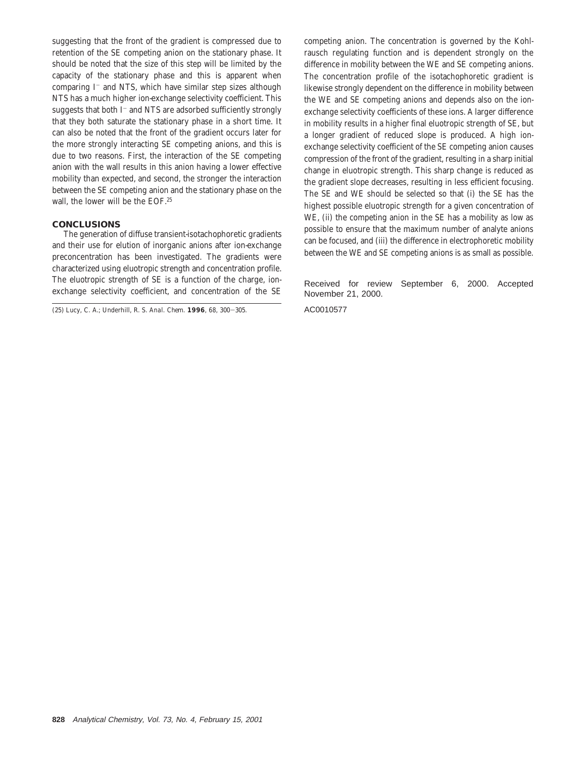suggesting that the front of the gradient is compressed due to retention of the SE competing anion on the stationary phase. It should be noted that the size of this step will be limited by the capacity of the stationary phase and this is apparent when comparing $I^-$ and NTS, which have similar step sizes although NTS has a much higher ion-exchange selectivity coefficient. This suggests that both $I^-$ and NTS are adsorbed sufficiently strongly that they both saturate the stationary phase in a short time. It can also be noted that the front of the gradient occurs later for the more strongly interacting SE competing anions, and this is due to two reasons. First, the interaction of the SE competing anion with the wall results in this anion having a lower effective mobility than expected, and second, the stronger the interaction between the SE competing anion and the stationary phase on the wall, the lower will be the EOF.[25]

## CONCLUSIONS

The generation of diffuse transient-isotachophoretic gradients and their use for elution of inorganic anions after ion-exchange preconcentration has been investigated. The gradients were characterized using eluotropic strength and concentration profile. The eluotropic strength of SE is a function of the charge, ion-exchange selectivity coefficient, and concentration of the SE competing anion. The concentration is governed by the Kohlrausch regulating function and is dependent strongly on the difference in mobility between the WE and SE competing anions. The concentration profile of the isotachophoretic gradient is likewise strongly dependent on the difference in mobility between the WE and SE competing anions and depends also on the ion-exchange selectivity coefficients of these ions. A larger difference in mobility results in a higher final eluotropic strength of SE, but a longer gradient of reduced slope is produced. A high ion-exchange selectivity coefficient of the SE competing anion causes compression of the front of the gradient, resulting in a sharp initial change in eluotropic strength. This sharp change is reduced as the gradient slope decreases, resulting in less efficient focusing. The SE and WE should be selected so that (i) the SE has the highest possible eluotropic strength for a given concentration of WE, (ii) the competing anion in the SE has a mobility as low as possible to ensure that the maximum number of analyte anions can be focused, and (iii) the difference in electrophoretic mobility between the WE and SE competing anions is as small as possible.

Received for review September 6, 2000. Accepted November 21, 2000.

AC0010577

(25) Lucy, C. A.; Underhill, R. S. *Anal. Chem.* **1996**, *68*, 300−305.